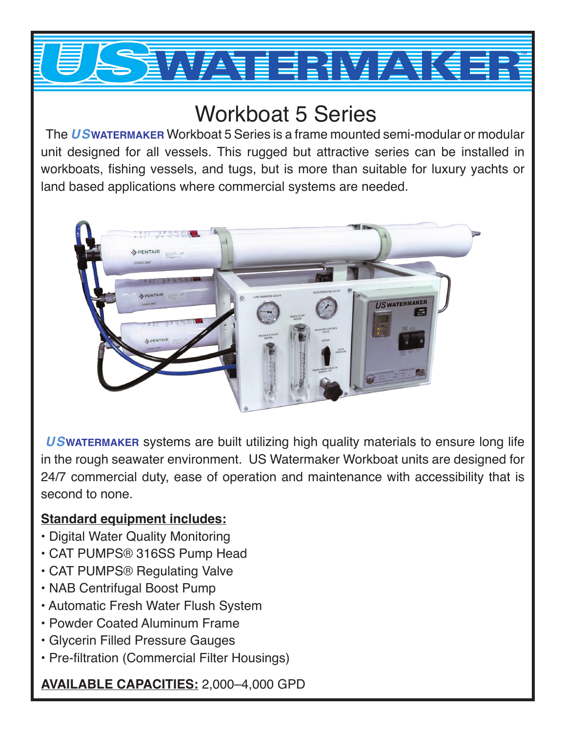# US WATERMAKER™

## Workboat 5 Series

The ***US*WATERMAKER** Workboat 5 Series is a frame mounted semi-modular or modular unit designed for all vessels. This rugged but attractive series can be installed in workboats, fishing vessels, and tugs, but is more than suitable for luxury yachts or land based applications where commercial systems are needed.

***US*WATERMAKER** systems are built utilizing high quality materials to ensure long life in the rough seawater environment. US Watermaker Workboat units are designed for 24/7 commercial duty, ease of operation and maintenance with accessibility that is second to none.

**Standard equipment includes:**

- Digital Water Quality Monitoring
- CAT PUMPS® 316SS Pump Head
- CAT PUMPS® Regulating Valve
- NAB Centrifugal Boost Pump
- Automatic Fresh Water Flush System
- Powder Coated Aluminum Frame
- Glycerin Filled Pressure Gauges
- Pre-filtration (Commercial Filter Housings)

**AVAILABLE CAPACITIES:** 2,000–4,000 GPD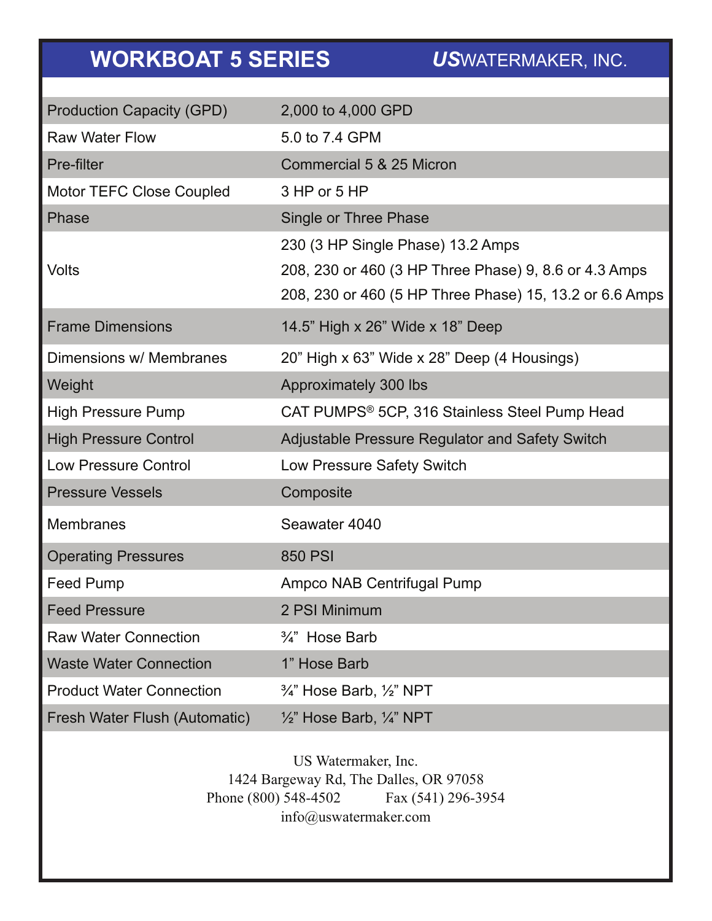# WORKBOAT 5 SERIES

***US***WATERMAKER, INC.

| | |
|---|---|
| Production Capacity (GPD) | 2,000 to 4,000 GPD |
| Raw Water Flow | 5.0 to 7.4 GPM |
| Pre-filter | Commercial 5 & 25 Micron |
| Motor TEFC Close Coupled | 3 HP or 5 HP |
| Phase | Single or Three Phase |
| Volts | 230 (3 HP Single Phase) 13.2 Amps<br>208, 230 or 460 (3 HP Three Phase) 9, 8.6 or 4.3 Amps<br>208, 230 or 460 (5 HP Three Phase) 15, 13.2 or 6.6 Amps |
| Frame Dimensions | 14.5" High x 26" Wide x 18" Deep |
| Dimensions w/ Membranes | 20" High x 63" Wide x 28" Deep (4 Housings) |
| Weight | Approximately 300 lbs |
| High Pressure Pump | CAT PUMPS® 5CP, 316 Stainless Steel Pump Head |
| High Pressure Control | Adjustable Pressure Regulator and Safety Switch |
| Low Pressure Control | Low Pressure Safety Switch |
| Pressure Vessels | Composite |
| Membranes | Seawater 4040 |
| Operating Pressures | 850 PSI |
| Feed Pump | Ampco NAB Centrifugal Pump |
| Feed Pressure | 2 PSI Minimum |
| Raw Water Connection | ¾" Hose Barb |
| Waste Water Connection | 1" Hose Barb |
| Product Water Connection | ¾" Hose Barb, ½" NPT |
| Fresh Water Flush (Automatic) | ½" Hose Barb, ¼" NPT |

US Watermaker, Inc.
1424 Bargeway Rd, The Dalles, OR 97058
Phone (800) 548-4502 Fax (541) 296-3954
info@uswatermaker.com